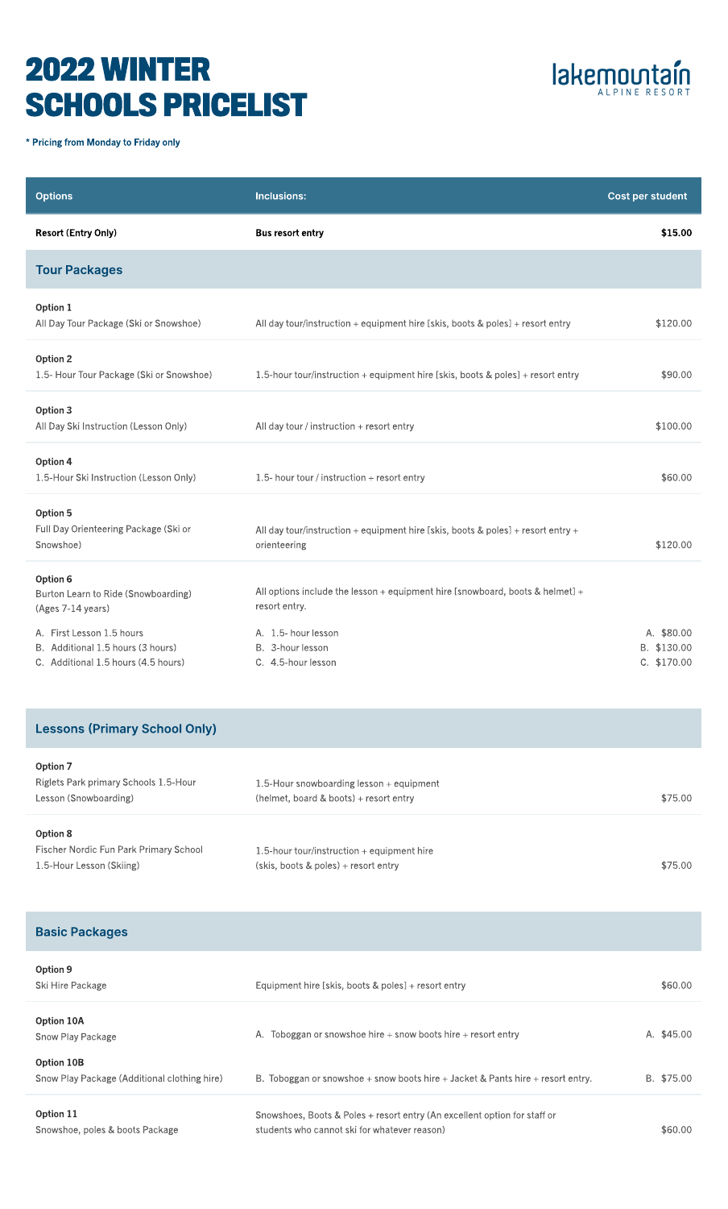# 2022 WINTER SCHOOLS PRICELIST

lakemountain ALPINE RESORT

\* Pricing from Monday to Friday only

| Options | Inclusions: | Cost per student |
|---|---|---|
| **Resort (Entry Only)** | **Bus resort entry** | **$15.00** |
| **Tour Packages** | | |
| **Option 1**<br>All Day Tour Package (Ski or Snowshoe) | All day tour/instruction + equipment hire [skis, boots & poles] + resort entry | $120.00 |
| **Option 2**<br>1.5- Hour Tour Package (Ski or Snowshoe) | 1.5-hour tour/instruction + equipment hire [skis, boots & poles] + resort entry | $90.00 |
| **Option 3**<br>All Day Ski Instruction (Lesson Only) | All day tour / instruction + resort entry | $100.00 |
| **Option 4**<br>1.5-Hour Ski Instruction (Lesson Only) | 1.5- hour tour / instruction + resort entry | $60.00 |
| **Option 5**<br>Full Day Orienteering Package (Ski or Snowshoe) | All day tour/instruction + equipment hire [skis, boots & poles] + resort entry + orienteering | $120.00 |
| **Option 6**<br>Burton Learn to Ride (Snowboarding)<br>(Ages 7-14 years) | All options include the lesson + equipment hire [snowboard, boots & helmet] + resort entry. | |
| A. First Lesson 1.5 hours<br>B. Additional 1.5 hours (3 hours)<br>C. Additional 1.5 hours (4.5 hours) | A. 1.5- hour lesson<br>B. 3-hour lesson<br>C. 4.5-hour lesson | A. $80.00<br>B. $130.00<br>C. $170.00 |
| **Lessons (Primary School Only)** | | |
| **Option 7**<br>Riglets Park primary Schools 1.5-Hour Lesson (Snowboarding) | 1.5-Hour snowboarding lesson + equipment (helmet, board & boots) + resort entry | $75.00 |
| **Option 8**<br>Fischer Nordic Fun Park Primary School 1.5-Hour Lesson (Skiing) | 1.5-hour tour/instruction + equipment hire (skis, boots & poles) + resort entry | $75.00 |
| **Basic Packages** | | |
| **Option 9**<br>Ski Hire Package | Equipment hire [skis, boots & poles] + resort entry | $60.00 |
| **Option 10A**<br>Snow Play Package | A. Toboggan or snowshoe hire + snow boots hire + resort entry | A. $45.00 |
| **Option 10B**<br>Snow Play Package (Additional clothing hire) | B. Toboggan or snowshoe + snow boots hire + Jacket & Pants hire + resort entry. | B. $75.00 |
| **Option 11**<br>Snowshoe, poles & boots Package | Snowshoes, Boots & Poles + resort entry (An excellent option for staff or students who cannot ski for whatever reason) | $60.00 |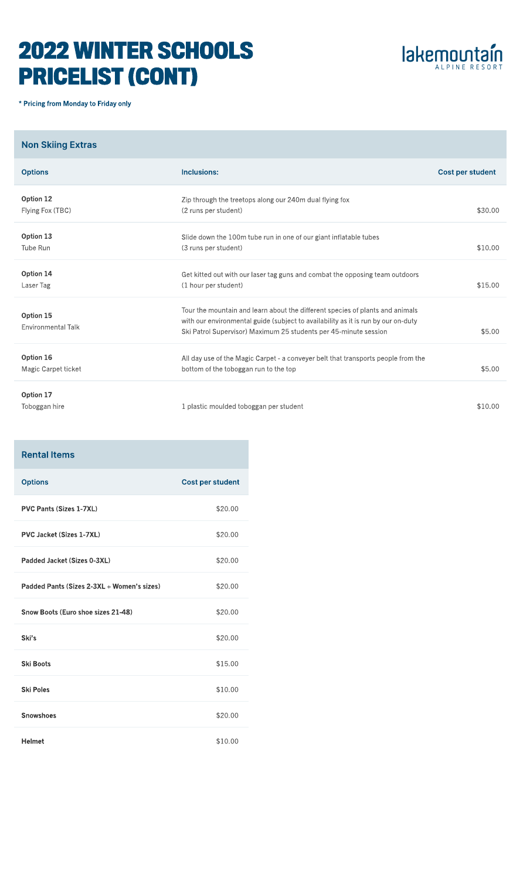# 2022 WINTER SCHOOLS PRICELIST (CONT)

lakemountain ALPINE RESORT

**\* Pricing from Monday to Friday only**

## Non Skiing Extras

| Options | Inclusions: | Cost per student |
| --- | --- | --- |
| **Option 12** Flying Fox (TBC) | Zip through the treetops along our 240m dual flying fox (2 runs per student) | $30.00 |
| **Option 13** Tube Run | Slide down the 100m tube run in one of our giant inflatable tubes (3 runs per student) | $10.00 |
| **Option 14** Laser Tag | Get kitted out with our laser tag guns and combat the opposing team outdoors (1 hour per student) | $15.00 |
| **Option 15** Environmental Talk | Tour the mountain and learn about the different species of plants and animals with our environmental guide (subject to availability as it is run by our on-duty Ski Patrol Supervisor) Maximum 25 students per 45-minute session | $5.00 |
| **Option 16** Magic Carpet ticket | All day use of the Magic Carpet - a conveyer belt that transports people from the bottom of the toboggan run to the top | $5.00 |
| **Option 17** Toboggan hire | 1 plastic moulded toboggan per student | $10.00 |

## Rental Items

| Options | Cost per student |
| --- | --- |
| **PVC Pants (Sizes 1-7XL)** | $20.00 |
| **PVC Jacket (Sizes 1-7XL)** | $20.00 |
| **Padded Jacket (Sizes 0-3XL)** | $20.00 |
| **Padded Pants (Sizes 2-3XL + Women's sizes)** | $20.00 |
| **Snow Boots (Euro shoe sizes 21-48)** | $20.00 |
| **Ski's** | $20.00 |
| **Ski Boots** | $15.00 |
| **Ski Poles** | $10.00 |
| **Snowshoes** | $20.00 |
| **Helmet** | $10.00 |